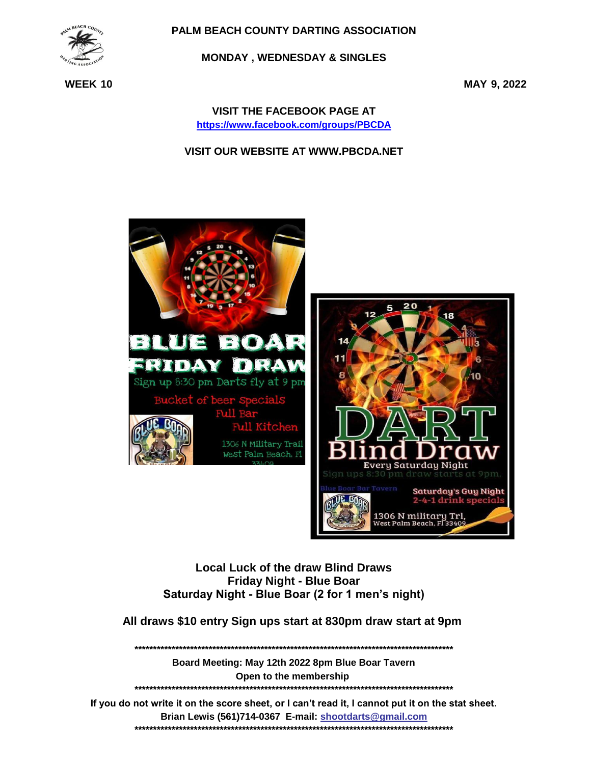# PALM BEACH COUNTY DARTING ASSOCIATION

## MONDAY , WEDNESDAY & SINGLES

**WEEK 10** **MAY 9, 2022**

**VISIT THE FACEBOOK PAGE AT**
**https://www.facebook.com/groups/PBCDA**

**VISIT OUR WEBSITE AT WWW.PBCDA.NET**

**BLUE BOAR FRIDAY DRAW**
Sign up 8:30 pm Darts fly at 9 pm
Bucket of beer Specials
Full Bar
Full Kitchen
1306 N Military Trail
West Palm Beach, Fl
33409

**DART Blind Draw**
Every Saturday Night
Sign ups 8:30 pm draw starts at 9pm.
Blue Boar Bar Tavern
Saturday's Guy Night
2-4-1 drink specials
1306 N military Trl,
West Palm Beach, Fl 33409

**Local Luck of the draw Blind Draws**
**Friday Night - Blue Boar**
**Saturday Night - Blue Boar (2 for 1 men's night)**

**All draws $10 entry Sign ups start at 830pm draw start at 9pm**

*******************************************************************************************

**Board Meeting: May 12th 2022 8pm Blue Boar Tavern**
**Open to the membership**

*******************************************************************************************

**If you do not write it on the score sheet, or I can't read it, I cannot put it on the stat sheet.**
**Brian Lewis (561)714-0367 E-mail: shootdarts@gmail.com**

*******************************************************************************************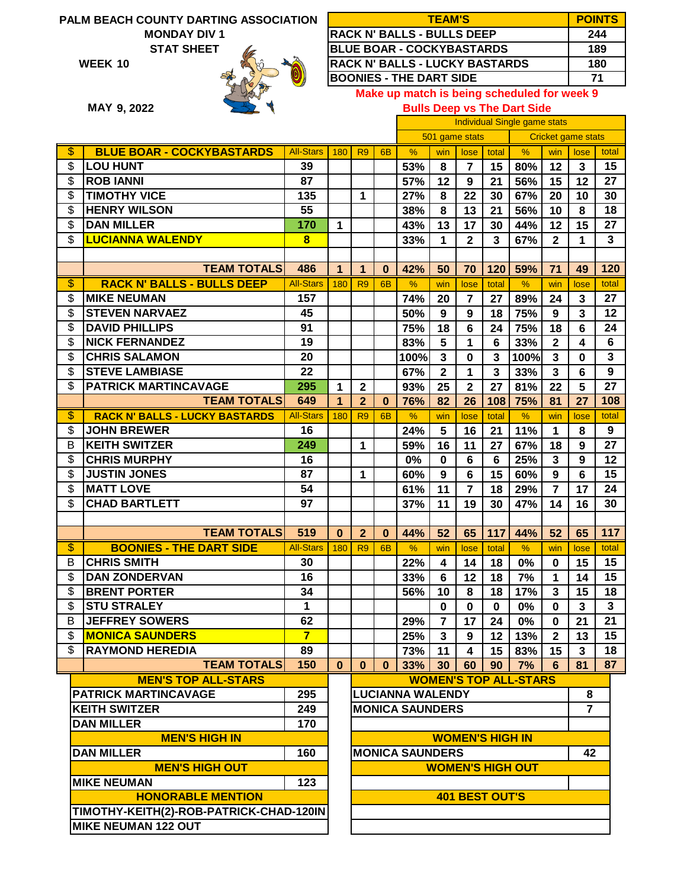# PALM BEACH COUNTY DARTING ASSOCIATION

## MONDAY DIV 1

## STAT SHEET

**WEEK 10**

**MAY 9, 2022**

| TEAM'S | POINTS |
|---|---|
| RACK N' BALLS - BULLS DEEP | 244 |
| BLUE BOAR - COCKYBASTARDS | 189 |
| RACK N' BALLS - LUCKY BASTARDS | 180 |
| BOONIES - THE DART SIDE | 71 |

**Make up match is being scheduled for week 9**
**Bulls Deep vs The Dart Side**

| | | | | | | Individual Single game stats | | | | | | | |
|---|---|---|---|---|---|---|---|---|---|---|---|---|---|
| | | | | | | 501 game stats | | | | Cricket game stats | | | |
| $ | BLUE BOAR - COCKYBASTARDS | All-Stars | 180 | R9 | 6B | % | win | lose | total | % | win | lose | total |
| $ | LOU HUNT | 39 | | | | 53% | 8 | 7 | 15 | 80% | 12 | 3 | 15 |
| $ | ROB IANNI | 87 | | | | 57% | 12 | 9 | 21 | 56% | 15 | 12 | 27 |
| $ | TIMOTHY VICE | 135 | | 1 | | 27% | 8 | 22 | 30 | 67% | 20 | 10 | 30 |
| $ | HENRY WILSON | 55 | | | | 38% | 8 | 13 | 21 | 56% | 10 | 8 | 18 |
| $ | DAN MILLER | 170 | 1 | | | 43% | 13 | 17 | 30 | 44% | 12 | 15 | 27 |
| $ | LUCIANNA WALENDY | 8 | | | | 33% | 1 | 2 | 3 | 67% | 2 | 1 | 3 |
| | | | | | | | | | | | | | |
| | TEAM TOTALS | 486 | 1 | 1 | 0 | 42% | 50 | 70 | 120 | 59% | 71 | 49 | 120 |
| $ | RACK N' BALLS - BULLS DEEP | All-Stars | 180 | R9 | 6B | % | win | lose | total | % | win | lose | total |
| $ | MIKE NEUMAN | 157 | | | | 74% | 20 | 7 | 27 | 89% | 24 | 3 | 27 |
| $ | STEVEN NARVAEZ | 45 | | | | 50% | 9 | 9 | 18 | 75% | 9 | 3 | 12 |
| $ | DAVID PHILLIPS | 91 | | | | 75% | 18 | 6 | 24 | 75% | 18 | 6 | 24 |
| $ | NICK FERNANDEZ | 19 | | | | 83% | 5 | 1 | 6 | 33% | 2 | 4 | 6 |
| $ | CHRIS SALAMON | 20 | | | | 100% | 3 | 0 | 3 | 100% | 3 | 0 | 3 |
| $ | STEVE LAMBIASE | 22 | | | | 67% | 2 | 1 | 3 | 33% | 3 | 6 | 9 |
| $ | PATRICK MARTINCAVAGE | 295 | 1 | 2 | | 93% | 25 | 2 | 27 | 81% | 22 | 5 | 27 |
| | TEAM TOTALS | 649 | 1 | 2 | 0 | 76% | 82 | 26 | 108 | 75% | 81 | 27 | 108 |
| $ | RACK N' BALLS - LUCKY BASTARDS | All-Stars | 180 | R9 | 6B | % | win | lose | total | % | win | lose | total |
| $ | JOHN BREWER | 16 | | | | 24% | 5 | 16 | 21 | 11% | 1 | 8 | 9 |
| B | KEITH SWITZER | 249 | | 1 | | 59% | 16 | 11 | 27 | 67% | 18 | 9 | 27 |
| $ | CHRIS MURPHY | 16 | | | | 0% | 0 | 6 | 6 | 25% | 3 | 9 | 12 |
| $ | JUSTIN JONES | 87 | | 1 | | 60% | 9 | 6 | 15 | 60% | 9 | 6 | 15 |
| $ | MATT LOVE | 54 | | | | 61% | 11 | 7 | 18 | 29% | 7 | 17 | 24 |
| $ | CHAD BARTLETT | 97 | | | | 37% | 11 | 19 | 30 | 47% | 14 | 16 | 30 |
| | | | | | | | | | | | | | |
| | TEAM TOTALS | 519 | 0 | 2 | 0 | 44% | 52 | 65 | 117 | 44% | 52 | 65 | 117 |
| $ | BOONIES - THE DART SIDE | All-Stars | 180 | R9 | 6B | % | win | lose | total | % | win | lose | total |
| B | CHRIS SMITH | 30 | | | | 22% | 4 | 14 | 18 | 0% | 0 | 15 | 15 |
| $ | DAN ZONDERVAN | 16 | | | | 33% | 6 | 12 | 18 | 7% | 1 | 14 | 15 |
| $ | BRENT PORTER | 34 | | | | 56% | 10 | 8 | 18 | 17% | 3 | 15 | 18 |
| $ | STU STRALEY | 1 | | | | | 0 | 0 | 0 | 0% | 0 | 3 | 3 |
| B | JEFFREY SOWERS | 62 | | | | 29% | 7 | 17 | 24 | 0% | 0 | 21 | 21 |
| $ | MONICA SAUNDERS | 7 | | | | 25% | 3 | 9 | 12 | 13% | 2 | 13 | 15 |
| $ | RAYMOND HEREDIA | 89 | | | | 73% | 11 | 4 | 15 | 83% | 15 | 3 | 18 |
| | TEAM TOTALS | 150 | 0 | 0 | 0 | 33% | 30 | 60 | 90 | 7% | 6 | 81 | 87 |

| MEN'S TOP ALL-STARS | |
|---|---|
| PATRICK MARTINCAVAGE | 295 |
| KEITH SWITZER | 249 |
| DAN MILLER | 170 |
| **MEN'S HIGH IN** | |
| DAN MILLER | 160 |
| **MEN'S HIGH OUT** | |
| MIKE NEUMAN | 123 |
| **HONORABLE MENTION** | |
| TIMOTHY-KEITH(2)-ROB-PATRICK-CHAD-120IN | |
| MIKE NEUMAN 122 OUT | |

| WOMEN'S TOP ALL-STARS | |
|---|---|
| LUCIANNA WALENDY | 8 |
| MONICA SAUNDERS | 7 |
| | |
| **WOMEN'S HIGH IN** | |
| MONICA SAUNDERS | 42 |
| **WOMEN'S HIGH OUT** | |
| | |
| **401 BEST OUT'S** | |
| | |
| | |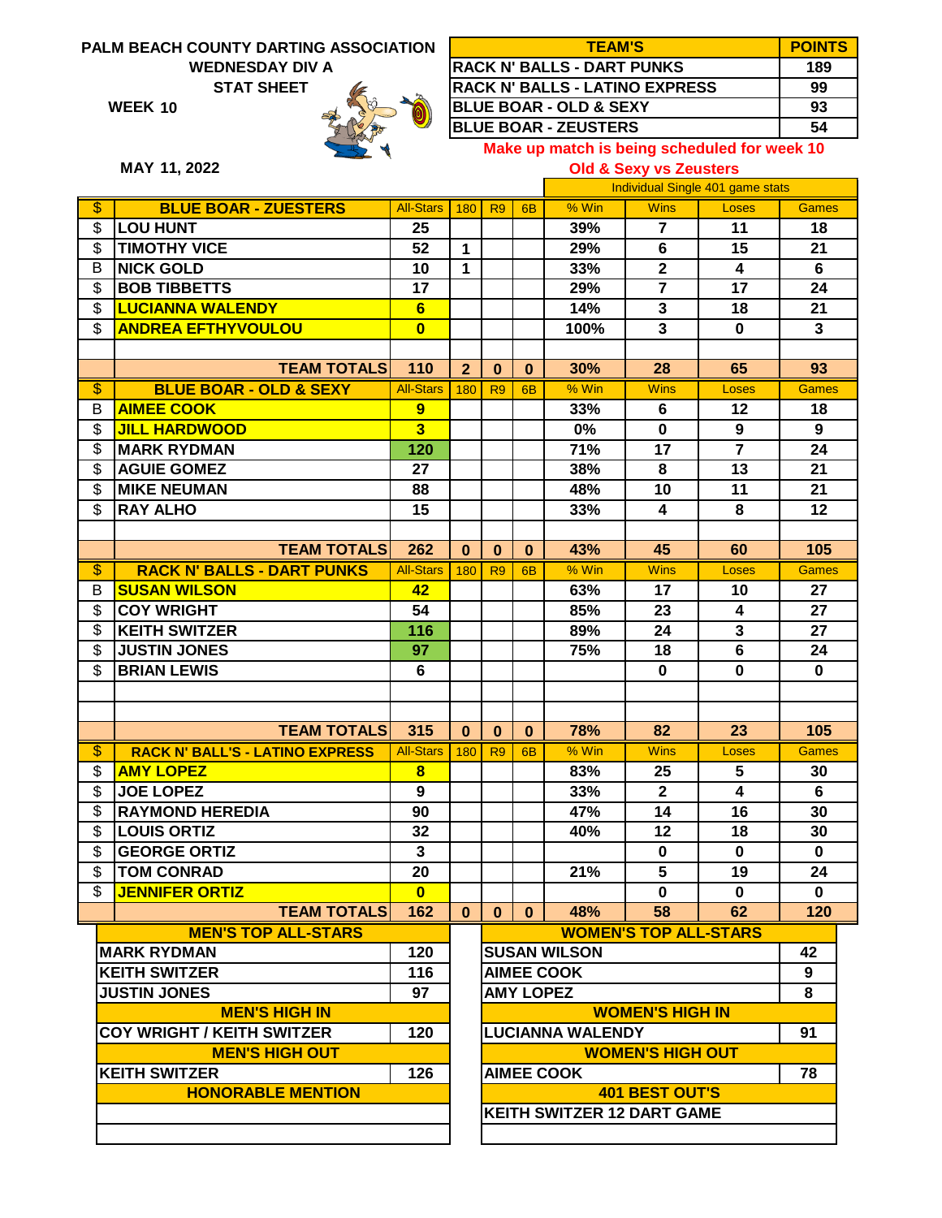PALM BEACH COUNTY DARTING ASSOCIATION
WEDNESDAY DIV A
STAT SHEET
WEEK 10

MAY 11, 2022

| TEAM'S | POINTS |
|---|---|
| RACK N' BALLS - DART PUNKS | 189 |
| RACK N' BALLS - LATINO EXPRESS | 99 |
| BLUE BOAR - OLD & SEXY | 93 |
| BLUE BOAR - ZEUSTERS | 54 |

Make up match is being scheduled for week 10
Old & Sexy vs Zeusters

| | | | | | | Individual Single 401 game stats | | | |
|---|---|---|---|---|---|---|---|---|---|
| $ | BLUE BOAR - ZUESTERS | All-Stars | 180 | R9 | 6B | % Win | Wins | Loses | Games |
| $ | LOU HUNT | 25 | | | | 39% | 7 | 11 | 18 |
| $ | TIMOTHY VICE | 52 | 1 | | | 29% | 6 | 15 | 21 |
| B | NICK GOLD | 10 | 1 | | | 33% | 2 | 4 | 6 |
| $ | BOB TIBBETTS | 17 | | | | 29% | 7 | 17 | 24 |
| $ | LUCIANNA WALENDY | 6 | | | | 14% | 3 | 18 | 21 |
| $ | ANDREA EFTHYVOULOU | 0 | | | | 100% | 3 | 0 | 3 |
| | | | | | | | | | |
| | TEAM TOTALS | 110 | 2 | 0 | 0 | 30% | 28 | 65 | 93 |
| $ | BLUE BOAR - OLD & SEXY | All-Stars | 180 | R9 | 6B | % Win | Wins | Loses | Games |
| B | AIMEE COOK | 9 | | | | 33% | 6 | 12 | 18 |
| $ | JILL HARDWOOD | 3 | | | | 0% | 0 | 9 | 9 |
| $ | MARK RYDMAN | 120 | | | | 71% | 17 | 7 | 24 |
| $ | AGUIE GOMEZ | 27 | | | | 38% | 8 | 13 | 21 |
| $ | MIKE NEUMAN | 88 | | | | 48% | 10 | 11 | 21 |
| $ | RAY ALHO | 15 | | | | 33% | 4 | 8 | 12 |
| | | | | | | | | | |
| | TEAM TOTALS | 262 | 0 | 0 | 0 | 43% | 45 | 60 | 105 |
| $ | RACK N' BALLS - DART PUNKS | All-Stars | 180 | R9 | 6B | % Win | Wins | Loses | Games |
| B | SUSAN WILSON | 42 | | | | 63% | 17 | 10 | 27 |
| $ | COY WRIGHT | 54 | | | | 85% | 23 | 4 | 27 |
| $ | KEITH SWITZER | 116 | | | | 89% | 24 | 3 | 27 |
| $ | JUSTIN JONES | 97 | | | | 75% | 18 | 6 | 24 |
| $ | BRIAN LEWIS | 6 | | | | | 0 | 0 | 0 |
| | | | | | | | | | |
| | | | | | | | | | |
| | TEAM TOTALS | 315 | 0 | 0 | 0 | 78% | 82 | 23 | 105 |
| $ | RACK N' BALL'S - LATINO EXPRESS | All-Stars | 180 | R9 | 6B | % Win | Wins | Loses | Games |
| $ | AMY LOPEZ | 8 | | | | 83% | 25 | 5 | 30 |
| $ | JOE LOPEZ | 9 | | | | 33% | 2 | 4 | 6 |
| $ | RAYMOND HEREDIA | 90 | | | | 47% | 14 | 16 | 30 |
| $ | LOUIS ORTIZ | 32 | | | | 40% | 12 | 18 | 30 |
| $ | GEORGE ORTIZ | 3 | | | | | 0 | 0 | 0 |
| $ | TOM CONRAD | 20 | | | | 21% | 5 | 19 | 24 |
| $ | JENNIFER ORTIZ | 0 | | | | | 0 | 0 | 0 |
| | TEAM TOTALS | 162 | 0 | 0 | 0 | 48% | 58 | 62 | 120 |

| MEN'S TOP ALL-STARS | |
|---|---|
| MARK RYDMAN | 120 |
| KEITH SWITZER | 116 |
| JUSTIN JONES | 97 |
| **MEN'S HIGH IN** | |
| COY WRIGHT / KEITH SWITZER | 120 |
| **MEN'S HIGH OUT** | |
| KEITH SWITZER | 126 |
| **HONORABLE MENTION** | |
| | |
| | |

| WOMEN'S TOP ALL-STARS | |
|---|---|
| SUSAN WILSON | 42 |
| AIMEE COOK | 9 |
| AMY LOPEZ | 8 |
| **WOMEN'S HIGH IN** | |
| LUCIANNA WALENDY | 91 |
| **WOMEN'S HIGH OUT** | |
| AIMEE COOK | 78 |
| **401 BEST OUT'S** | |
| KEITH SWITZER 12 DART GAME | |
| | |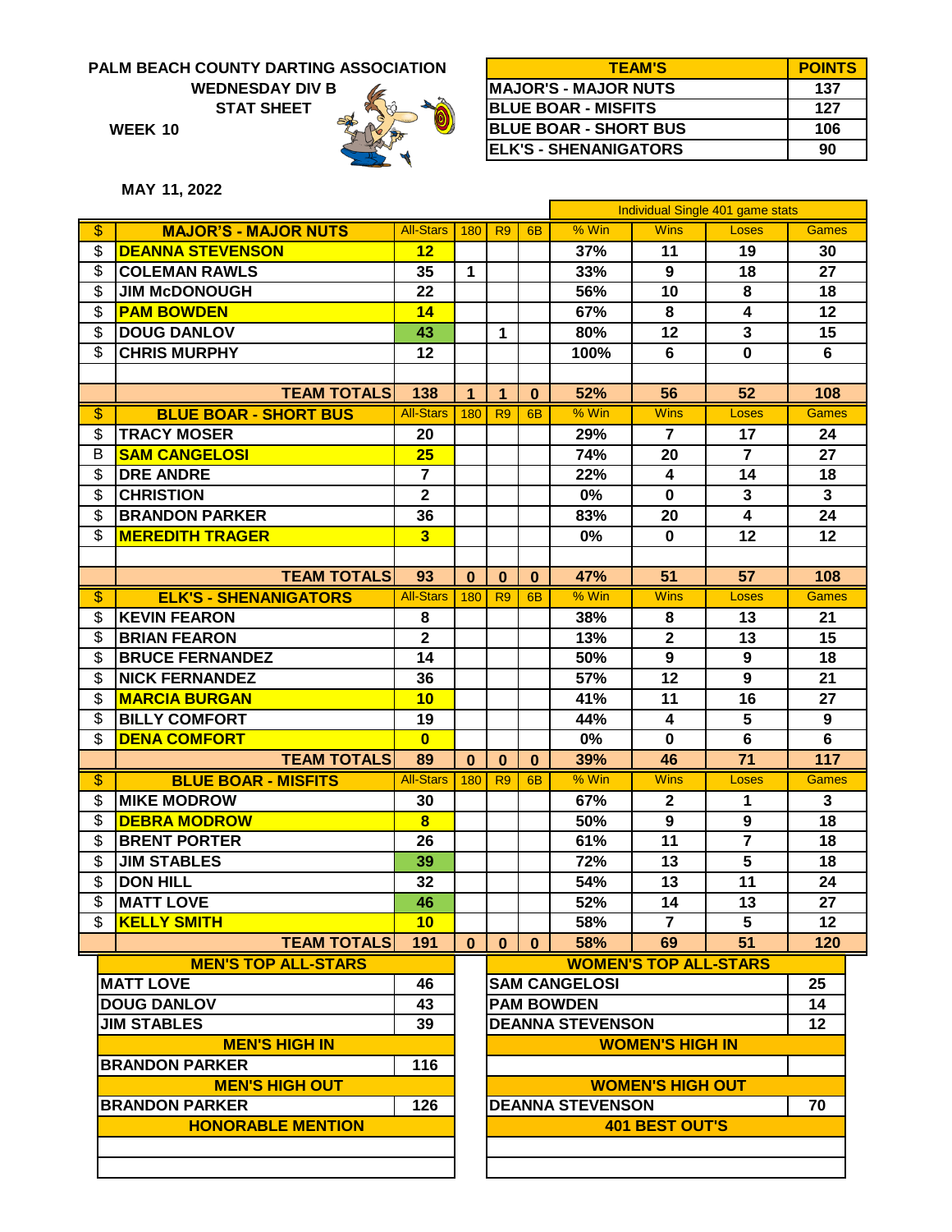**PALM BEACH COUNTY DARTING ASSOCIATION**
**WEDNESDAY DIV B**
**STAT SHEET**

**WEEK 10**

**MAY 11, 2022**

| TEAM'S | POINTS |
|---|---|
| MAJOR'S - MAJOR NUTS | 137 |
| BLUE BOAR - MISFITS | 127 |
| BLUE BOAR - SHORT BUS | 106 |
| ELK'S - SHENANIGATORS | 90 |

| | | | | | | Individual Single 401 game stats | | | |
|---|---|---|---|---|---|---|---|---|---|
| $ | MAJOR'S - MAJOR NUTS | All-Stars | 180 | R9 | 6B | % Win | Wins | Loses | Games |
| $ | DEANNA STEVENSON | 12 | | | | 37% | 11 | 19 | 30 |
| $ | COLEMAN RAWLS | 35 | 1 | | | 33% | 9 | 18 | 27 |
| $ | JIM McDONOUGH | 22 | | | | 56% | 10 | 8 | 18 |
| $ | PAM BOWDEN | 14 | | | | 67% | 8 | 4 | 12 |
| $ | DOUG DANLOV | 43 | | 1 | | 80% | 12 | 3 | 15 |
| $ | CHRIS MURPHY | 12 | | | | 100% | 6 | 0 | 6 |
| | | | | | | | | | |
| | TEAM TOTALS | 138 | 1 | 1 | 0 | 52% | 56 | 52 | 108 |
| $ | BLUE BOAR - SHORT BUS | All-Stars | 180 | R9 | 6B | % Win | Wins | Loses | Games |
| $ | TRACY MOSER | 20 | | | | 29% | 7 | 17 | 24 |
| B | SAM CANGELOSI | 25 | | | | 74% | 20 | 7 | 27 |
| $ | DRE ANDRE | 7 | | | | 22% | 4 | 14 | 18 |
| $ | CHRISTION | 2 | | | | 0% | 0 | 3 | 3 |
| $ | BRANDON PARKER | 36 | | | | 83% | 20 | 4 | 24 |
| $ | MEREDITH TRAGER | 3 | | | | 0% | 0 | 12 | 12 |
| | | | | | | | | | |
| | TEAM TOTALS | 93 | 0 | 0 | 0 | 47% | 51 | 57 | 108 |
| $ | ELK'S - SHENANIGATORS | All-Stars | 180 | R9 | 6B | % Win | Wins | Loses | Games |
| $ | KEVIN FEARON | 8 | | | | 38% | 8 | 13 | 21 |
| $ | BRIAN FEARON | 2 | | | | 13% | 2 | 13 | 15 |
| $ | BRUCE FERNANDEZ | 14 | | | | 50% | 9 | 9 | 18 |
| $ | NICK FERNANDEZ | 36 | | | | 57% | 12 | 9 | 21 |
| $ | MARCIA BURGAN | 10 | | | | 41% | 11 | 16 | 27 |
| $ | BILLY COMFORT | 19 | | | | 44% | 4 | 5 | 9 |
| $ | DENA COMFORT | 0 | | | | 0% | 0 | 6 | 6 |
| | TEAM TOTALS | 89 | 0 | 0 | 0 | 39% | 46 | 71 | 117 |
| $ | BLUE BOAR - MISFITS | All-Stars | 180 | R9 | 6B | % Win | Wins | Loses | Games |
| $ | MIKE MODROW | 30 | | | | 67% | 2 | 1 | 3 |
| $ | DEBRA MODROW | 8 | | | | 50% | 9 | 9 | 18 |
| $ | BRENT PORTER | 26 | | | | 61% | 11 | 7 | 18 |
| $ | JIM STABLES | 39 | | | | 72% | 13 | 5 | 18 |
| $ | DON HILL | 32 | | | | 54% | 13 | 11 | 24 |
| $ | MATT LOVE | 46 | | | | 52% | 14 | 13 | 27 |
| $ | KELLY SMITH | 10 | | | | 58% | 7 | 5 | 12 |
| | TEAM TOTALS | 191 | 0 | 0 | 0 | 58% | 69 | 51 | 120 |

| MEN'S TOP ALL-STARS | |
|---|---|
| MATT LOVE | 46 |
| DOUG DANLOV | 43 |
| JIM STABLES | 39 |
| **MEN'S HIGH IN** | |
| BRANDON PARKER | 116 |
| **MEN'S HIGH OUT** | |
| BRANDON PARKER | 126 |
| **HONORABLE MENTION** | |
| | |
| | |

| WOMEN'S TOP ALL-STARS | |
|---|---|
| SAM CANGELOSI | 25 |
| PAM BOWDEN | 14 |
| DEANNA STEVENSON | 12 |
| **WOMEN'S HIGH IN** | |
| | |
| **WOMEN'S HIGH OUT** | |
| DEANNA STEVENSON | 70 |
| **401 BEST OUT'S** | |
| | |
| | |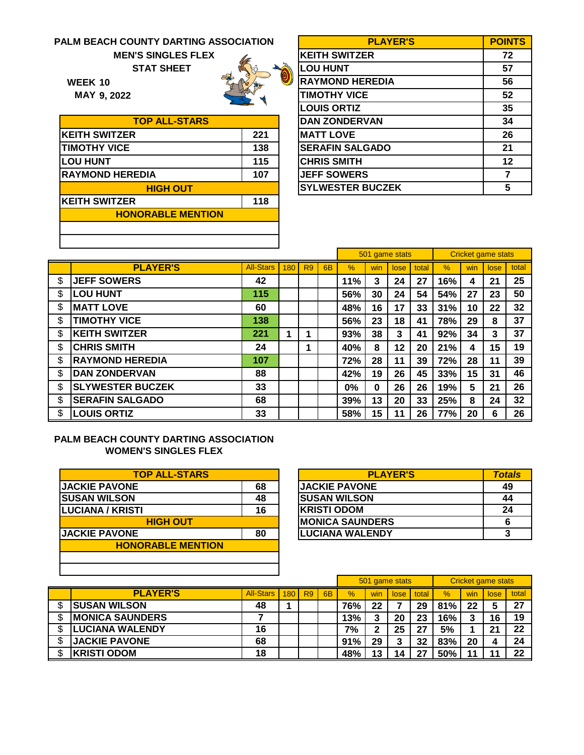**PALM BEACH COUNTY DARTING ASSOCIATION**

**MEN'S SINGLES FLEX**

**STAT SHEET**

**WEEK 10**

**MAY 9, 2022**

| TOP ALL-STARS | |
|---|---|
| KEITH SWITZER | 221 |
| TIMOTHY VICE | 138 |
| LOU HUNT | 115 |
| RAYMOND HEREDIA | 107 |
| **HIGH OUT** | |
| KEITH SWITZER | 118 |
| **HONORABLE MENTION** | |
| | |
| | |

| PLAYER'S | POINTS |
|---|---|
| KEITH SWITZER | 72 |
| LOU HUNT | 57 |
| RAYMOND HEREDIA | 56 |
| TIMOTHY VICE | 52 |
| LOUIS ORTIZ | 35 |
| DAN ZONDERVAN | 34 |
| MATT LOVE | 26 |
| SERAFIN SALGADO | 21 |
| CHRIS SMITH | 12 |
| JEFF SOWERS | 7 |
| SYLWESTER BUCZEK | 5 |

| | | | | | | 501 game stats | | | | Cricket game stats | | | |
|---|---|---|---|---|---|---|---|---|---|---|---|---|---|
| | PLAYER'S | All-Stars | 180 | R9 | 6B | % | win | lose | total | % | win | lose | total |
| $ | JEFF SOWERS | 42 | | | | 11% | 3 | 24 | 27 | 16% | 4 | 21 | 25 |
| $ | LOU HUNT | 115 | | | | 56% | 30 | 24 | 54 | 54% | 27 | 23 | 50 |
| $ | MATT LOVE | 60 | | | | 48% | 16 | 17 | 33 | 31% | 10 | 22 | 32 |
| $ | TIMOTHY VICE | 138 | | | | 56% | 23 | 18 | 41 | 78% | 29 | 8 | 37 |
| $ | KEITH SWITZER | 221 | 1 | 1 | | 93% | 38 | 3 | 41 | 92% | 34 | 3 | 37 |
| $ | CHRIS SMITH | 24 | | 1 | | 40% | 8 | 12 | 20 | 21% | 4 | 15 | 19 |
| $ | RAYMOND HEREDIA | 107 | | | | 72% | 28 | 11 | 39 | 72% | 28 | 11 | 39 |
| $ | DAN ZONDERVAN | 88 | | | | 42% | 19 | 26 | 45 | 33% | 15 | 31 | 46 |
| $ | SLYWESTER BUCZEK | 33 | | | | 0% | 0 | 26 | 26 | 19% | 5 | 21 | 26 |
| $ | SERAFIN SALGADO | 68 | | | | 39% | 13 | 20 | 33 | 25% | 8 | 24 | 32 |
| $ | LOUIS ORTIZ | 33 | | | | 58% | 15 | 11 | 26 | 77% | 20 | 6 | 26 |

**PALM BEACH COUNTY DARTING ASSOCIATION**

**WOMEN'S SINGLES FLEX**

| TOP ALL-STARS | |
|---|---|
| JACKIE PAVONE | 68 |
| SUSAN WILSON | 48 |
| LUCIANA / KRISTI | 16 |
| **HIGH OUT** | |
| JACKIE PAVONE | 80 |
| **HONORABLE MENTION** | |
| | |
| | |

| PLAYER'S | *Totals* |
|---|---|
| JACKIE PAVONE | 49 |
| SUSAN WILSON | 44 |
| KRISTI ODOM | 24 |
| MONICA SAUNDERS | 6 |
| LUCIANA WALENDY | 3 |

| | | | | | | 501 game stats | | | | Cricket game stats | | | |
|---|---|---|---|---|---|---|---|---|---|---|---|---|---|
| | PLAYER'S | All-Stars | 180 | R9 | 6B | % | win | lose | total | % | win | lose | total |
| $ | SUSAN WILSON | 48 | 1 | | | 76% | 22 | 7 | 29 | 81% | 22 | 5 | 27 |
| $ | MONICA SAUNDERS | 7 | | | | 13% | 3 | 20 | 23 | 16% | 3 | 16 | 19 |
| $ | LUCIANA WALENDY | 16 | | | | 7% | 2 | 25 | 27 | 5% | 1 | 21 | 22 |
| $ | JACKIE PAVONE | 68 | | | | 91% | 29 | 3 | 32 | 83% | 20 | 4 | 24 |
| $ | KRISTI ODOM | 18 | | | | 48% | 13 | 14 | 27 | 50% | 11 | 11 | 22 |